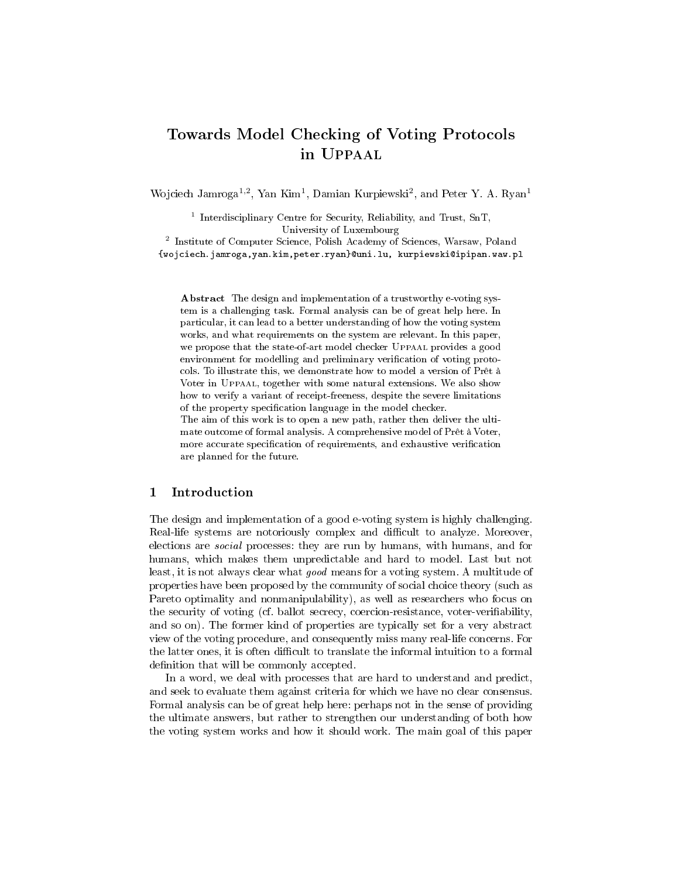# Towards Model Checking of Voting Protocols in Uppaal

Wojciech Jamroga[1,2], Yan Kim[1], Damian Kurpiewski[2], and Peter Y. A. Ryan[1]

[1] Interdisciplinary Centre for Security, Reliability, and Trust, SnT, University of Luxembourg

[2] Institute of Computer Science, Polish Academy of Sciences, Warsaw, Poland

{wojciech.jamroga,yan.kim,peter.ryan}@uni.lu, kurpiewski@ipipan.waw.pl

**Abstract** The design and implementation of a trustworthy e-voting system is a challenging task. Formal analysis can be of great help here. In particular, it can lead to a better understanding of how the voting system works, and what requirements on the system are relevant. In this paper, we propose that the state-of-art model checker Uppaal provides a good environment for modelling and preliminary verification of voting protocols. To illustrate this, we demonstrate how to model a version of Prêt à Voter in Uppaal, together with some natural extensions. We also show how to verify a variant of receipt-freeness, despite the severe limitations of the property specification language in the model checker.

The aim of this work is to open a new path, rather then deliver the ultimate outcome of formal analysis. A comprehensive model of Prêt à Voter, more accurate specification of requirements, and exhaustive verification are planned for the future.

## 1 Introduction

The design and implementation of a good e-voting system is highly challenging. Real-life systems are notoriously complex and difficult to analyze. Moreover, elections are *social* processes: they are run by humans, with humans, and for humans, which makes them unpredictable and hard to model. Last but not least, it is not always clear what *good* means for a voting system. A multitude of properties have been proposed by the community of social choice theory (such as Pareto optimality and nonmanipulability), as well as researchers who focus on the security of voting (cf. ballot secrecy, coercion-resistance, voter-verifiability, and so on). The former kind of properties are typically set for a very abstract view of the voting procedure, and consequently miss many real-life concerns. For the latter ones, it is often difficult to translate the informal intuition to a formal definition that will be commonly accepted.

In a word, we deal with processes that are hard to understand and predict, and seek to evaluate them against criteria for which we have no clear consensus. Formal analysis can be of great help here: perhaps not in the sense of providing the ultimate answers, but rather to strengthen our understanding of both how the voting system works and how it should work. The main goal of this paper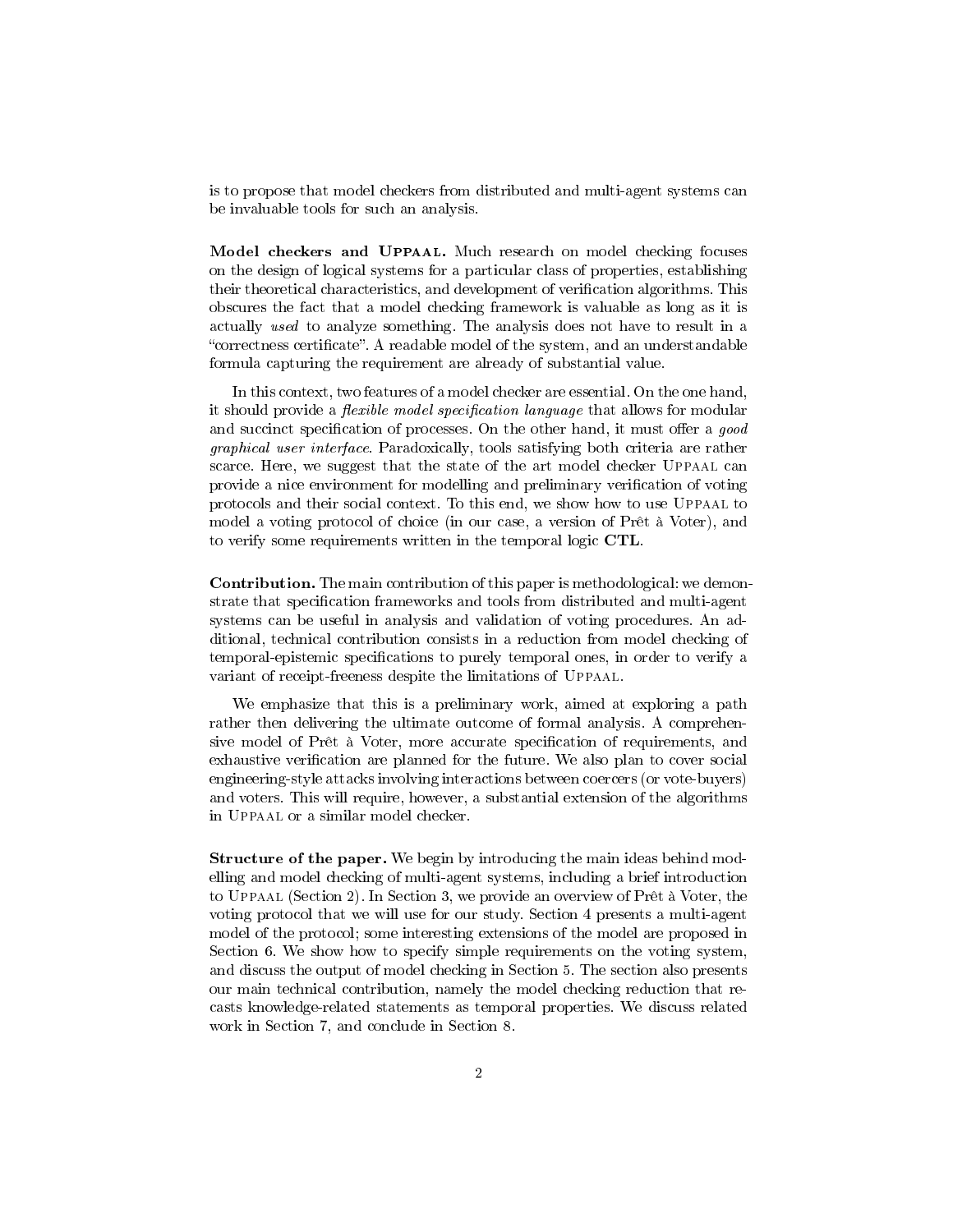is to propose that model checkers from distributed and multi-agent systems can be invaluable tools for such an analysis.

**Model checkers and Uppaal.** Much research on model checking focuses on the design of logical systems for a particular class of properties, establishing their theoretical characteristics, and development of verification algorithms. This obscures the fact that a model checking framework is valuable as long as it is actually *used* to analyze something. The analysis does not have to result in a "correctness certificate". A readable model of the system, and an understandable formula capturing the requirement are already of substantial value.

In this context, two features of a model checker are essential. On the one hand, it should provide a *flexible model specification language* that allows for modular and succinct specification of processes. On the other hand, it must offer a *good graphical user interface*. Paradoxically, tools satisfying both criteria are rather scarce. Here, we suggest that the state of the art model checker Uppaal can provide a nice environment for modelling and preliminary verification of voting protocols and their social context. To this end, we show how to use Uppaal to model a voting protocol of choice (in our case, a version of Prêt à Voter), and to verify some requirements written in the temporal logic **CTL**.

**Contribution.** The main contribution of this paper is methodological: we demonstrate that specification frameworks and tools from distributed and multi-agent systems can be useful in analysis and validation of voting procedures. An additional, technical contribution consists in a reduction from model checking of temporal-epistemic specifications to purely temporal ones, in order to verify a variant of receipt-freeness despite the limitations of Uppaal.

We emphasize that this is a preliminary work, aimed at exploring a path rather then delivering the ultimate outcome of formal analysis. A comprehensive model of Prêt à Voter, more accurate specification of requirements, and exhaustive verification are planned for the future. We also plan to cover social engineering-style attacks involving interactions between coercers (or vote-buyers) and voters. This will require, however, a substantial extension of the algorithms in Uppaal or a similar model checker.

**Structure of the paper.** We begin by introducing the main ideas behind modelling and model checking of multi-agent systems, including a brief introduction to Uppaal (Section 2). In Section 3, we provide an overview of Prêt à Voter, the voting protocol that we will use for our study. Section 4 presents a multi-agent model of the protocol; some interesting extensions of the model are proposed in Section 6. We show how to specify simple requirements on the voting system, and discuss the output of model checking in Section 5. The section also presents our main technical contribution, namely the model checking reduction that recasts knowledge-related statements as temporal properties. We discuss related work in Section 7, and conclude in Section 8.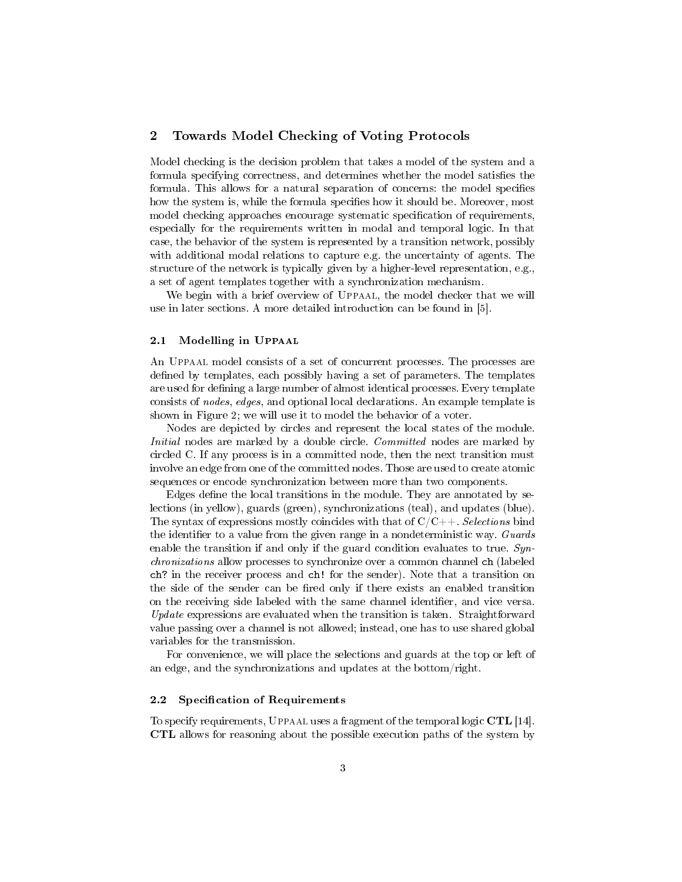## 2 Towards Model Checking of Voting Protocols

Model checking is the decision problem that takes a model of the system and a formula specifying correctness, and determines whether the model satisfies the formula. This allows for a natural separation of concerns: the model specifies how the system is, while the formula specifies how it should be. Moreover, most model checking approaches encourage systematic specification of requirements, especially for the requirements written in modal and temporal logic. In that case, the behavior of the system is represented by a transition network, possibly with additional modal relations to capture e.g. the uncertainty of agents. The structure of the network is typically given by a higher-level representation, e.g., a set of agent templates together with a synchronization mechanism.

We begin with a brief overview of Uppaal, the model checker that we will use in later sections. A more detailed introduction can be found in [5].

### 2.1 Modelling in Uppaal

An Uppaal model consists of a set of concurrent processes. The processes are defined by templates, each possibly having a set of parameters. The templates are used for defining a large number of almost identical processes. Every template consists of *nodes*, *edges*, and optional local declarations. An example template is shown in Figure 2; we will use it to model the behavior of a voter.

Nodes are depicted by circles and represent the local states of the module. *Initial* nodes are marked by a double circle. *Committed* nodes are marked by circled C. If any process is in a committed node, then the next transition must involve an edge from one of the committed nodes. Those are used to create atomic sequences or encode synchronization between more than two components.

Edges define the local transitions in the module. They are annotated by selections (in yellow), guards (green), synchronizations (teal), and updates (blue). The syntax of expressions mostly coincides with that of C/C++. *Selections* bind the identifier to a value from the given range in a nondeterministic way. *Guards* enable the transition if and only if the guard condition evaluates to true. *Synchronizations* allow processes to synchronize over a common channel `ch` (labeled `ch?` in the receiver process and `ch!` for the sender). Note that a transition on the side of the sender can be fired only if there exists an enabled transition on the receiving side labeled with the same channel identifier, and vice versa. *Update* expressions are evaluated when the transition is taken. Straightforward value passing over a channel is not allowed; instead, one has to use shared global variables for the transmission.

For convenience, we will place the selections and guards at the top or left of an edge, and the synchronizations and updates at the bottom/right.

### 2.2 Specification of Requirements

To specify requirements, Uppaal uses a fragment of the temporal logic **CTL** [14]. **CTL** allows for reasoning about the possible execution paths of the system by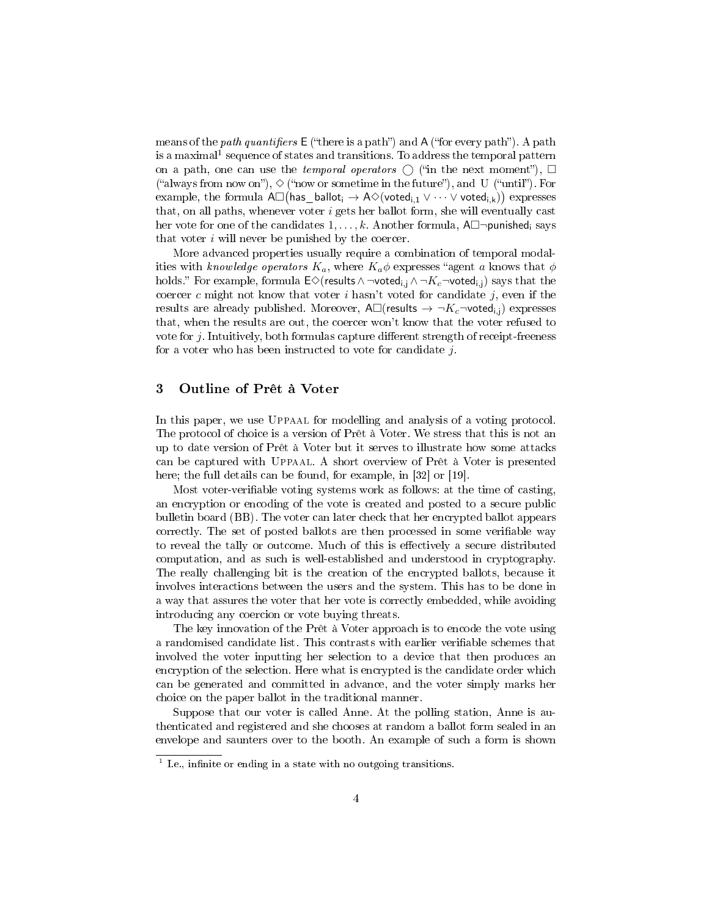means of the *path quantifiers* $\mathsf{E}$ ("there is a path") and $\mathsf{A}$ ("for every path"). A path is a maximal[1] sequence of states and transitions. To address the temporal pattern on a path, one can use the *temporal operators* $\bigcirc$ ("in the next moment"), $\Box$ ("always from now on"), $\Diamond$ ("now or sometime in the future"), and $\mathrm{U}$ ("until"). For example, the formula $\mathsf{A}\Box\big(\mathsf{has\_ballot_i} \rightarrow \mathsf{A}\Diamond(\mathsf{voted_{i,1}} \vee \cdots \vee \mathsf{voted_{i,k}})\big)$ expresses that, on all paths, whenever voter $i$ gets her ballot form, she will eventually cast her vote for one of the candidates $1, \ldots, k$. Another formula, $\mathsf{A}\Box\neg\mathsf{punished_i}$ says that voter $i$ will never be punished by the coercer.

More advanced properties usually require a combination of temporal modalities with *knowledge operators* $K_a$, where $K_a\phi$ expresses "agent $a$ knows that $\phi$ holds." For example, formula $\mathsf{E}\Diamond(\mathsf{results} \wedge \neg\mathsf{voted_{i,j}} \wedge \neg K_c\neg\mathsf{voted_{i,j}})$ says that the coercer $c$ might not know that voter $i$ hasn't voted for candidate $j$, even if the results are already published. Moreover, $\mathsf{A}\Box(\mathsf{results} \rightarrow \neg K_c\neg\mathsf{voted_{i,j}})$ expresses that, when the results are out, the coercer won't know that the voter refused to vote for $j$. Intuitively, both formulas capture different strength of receipt-freeness for a voter who has been instructed to vote for candidate $j$.

## 3 Outline of Prêt à Voter

In this paper, we use Uppaal for modelling and analysis of a voting protocol. The protocol of choice is a version of Prêt à Voter. We stress that this is not an up to date version of Prêt à Voter but it serves to illustrate how some attacks can be captured with Uppaal. A short overview of Prêt à Voter is presented here; the full details can be found, for example, in [32] or [19].

Most voter-verifiable voting systems work as follows: at the time of casting, an encryption or encoding of the vote is created and posted to a secure public bulletin board (BB). The voter can later check that her encrypted ballot appears correctly. The set of posted ballots are then processed in some verifiable way to reveal the tally or outcome. Much of this is effectively a secure distributed computation, and as such is well-established and understood in cryptography. The really challenging bit is the creation of the encrypted ballots, because it involves interactions between the users and the system. This has to be done in a way that assures the voter that her vote is correctly embedded, while avoiding introducing any coercion or vote buying threats.

The key innovation of the Prêt à Voter approach is to encode the vote using a randomised candidate list. This contrasts with earlier verifiable schemes that involved the voter inputting her selection to a device that then produces an encryption of the selection. Here what is encrypted is the candidate order which can be generated and committed in advance, and the voter simply marks her choice on the paper ballot in the traditional manner.

Suppose that our voter is called Anne. At the polling station, Anne is authenticated and registered and she chooses at random a ballot form sealed in an envelope and saunters over to the booth. An example of such a form is shown

[1] I.e., infinite or ending in a state with no outgoing transitions.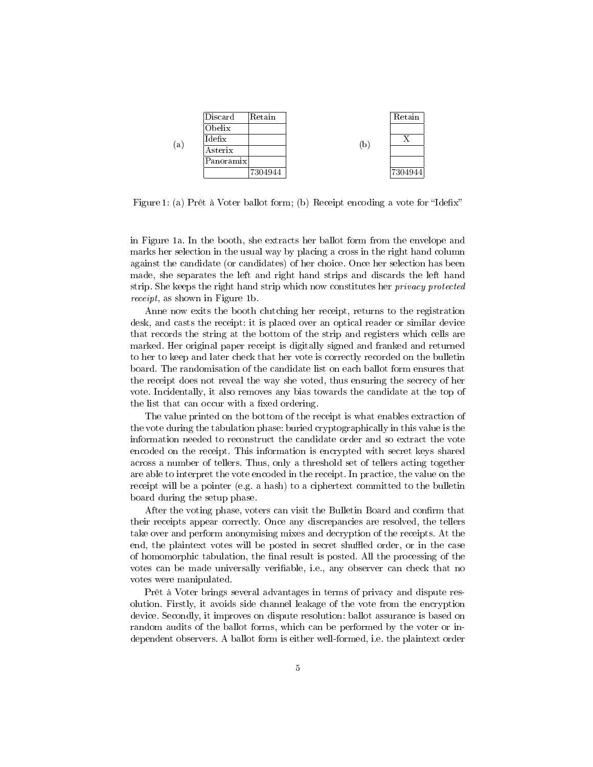(a)

| Discard | Retain |
|---|---|
| Obelix | |
| Idefix | |
| Asterix | |
| Panoramix | |
| | 7304944 |

(b)

| Retain |
|---|
| |
| X |
| |
| |
| 7304944 |

Figure 1: (a) Prêt à Voter ballot form; (b) Receipt encoding a vote for "Idefix"

in Figure 1a. In the booth, she extracts her ballot form from the envelope and marks her selection in the usual way by placing a cross in the right hand column against the candidate (or candidates) of her choice. Once her selection has been made, she separates the left and right hand strips and discards the left hand strip. She keeps the right hand strip which now constitutes her *privacy protected receipt*, as shown in Figure 1b.

Anne now exits the booth clutching her receipt, returns to the registration desk, and casts the receipt: it is placed over an optical reader or similar device that records the string at the bottom of the strip and registers which cells are marked. Her original paper receipt is digitally signed and franked and returned to her to keep and later check that her vote is correctly recorded on the bulletin board. The randomisation of the candidate list on each ballot form ensures that the receipt does not reveal the way she voted, thus ensuring the secrecy of her vote. Incidentally, it also removes any bias towards the candidate at the top of the list that can occur with a fixed ordering.

The value printed on the bottom of the receipt is what enables extraction of the vote during the tabulation phase: buried cryptographically in this value is the information needed to reconstruct the candidate order and so extract the vote encoded on the receipt. This information is encrypted with secret keys shared across a number of tellers. Thus, only a threshold set of tellers acting together are able to interpret the vote encoded in the receipt. In practice, the value on the receipt will be a pointer (e.g. a hash) to a ciphertext committed to the bulletin board during the setup phase.

After the voting phase, voters can visit the Bulletin Board and confirm that their receipts appear correctly. Once any discrepancies are resolved, the tellers take over and perform anonymising mixes and decryption of the receipts. At the end, the plaintext votes will be posted in secret shuffled order, or in the case of homomorphic tabulation, the final result is posted. All the processing of the votes can be made universally verifiable, i.e., any observer can check that no votes were manipulated.

Prêt à Voter brings several advantages in terms of privacy and dispute resolution. Firstly, it avoids side channel leakage of the vote from the encryption device. Secondly, it improves on dispute resolution: ballot assurance is based on random audits of the ballot forms, which can be performed by the voter or independent observers. A ballot form is either well-formed, i.e. the plaintext order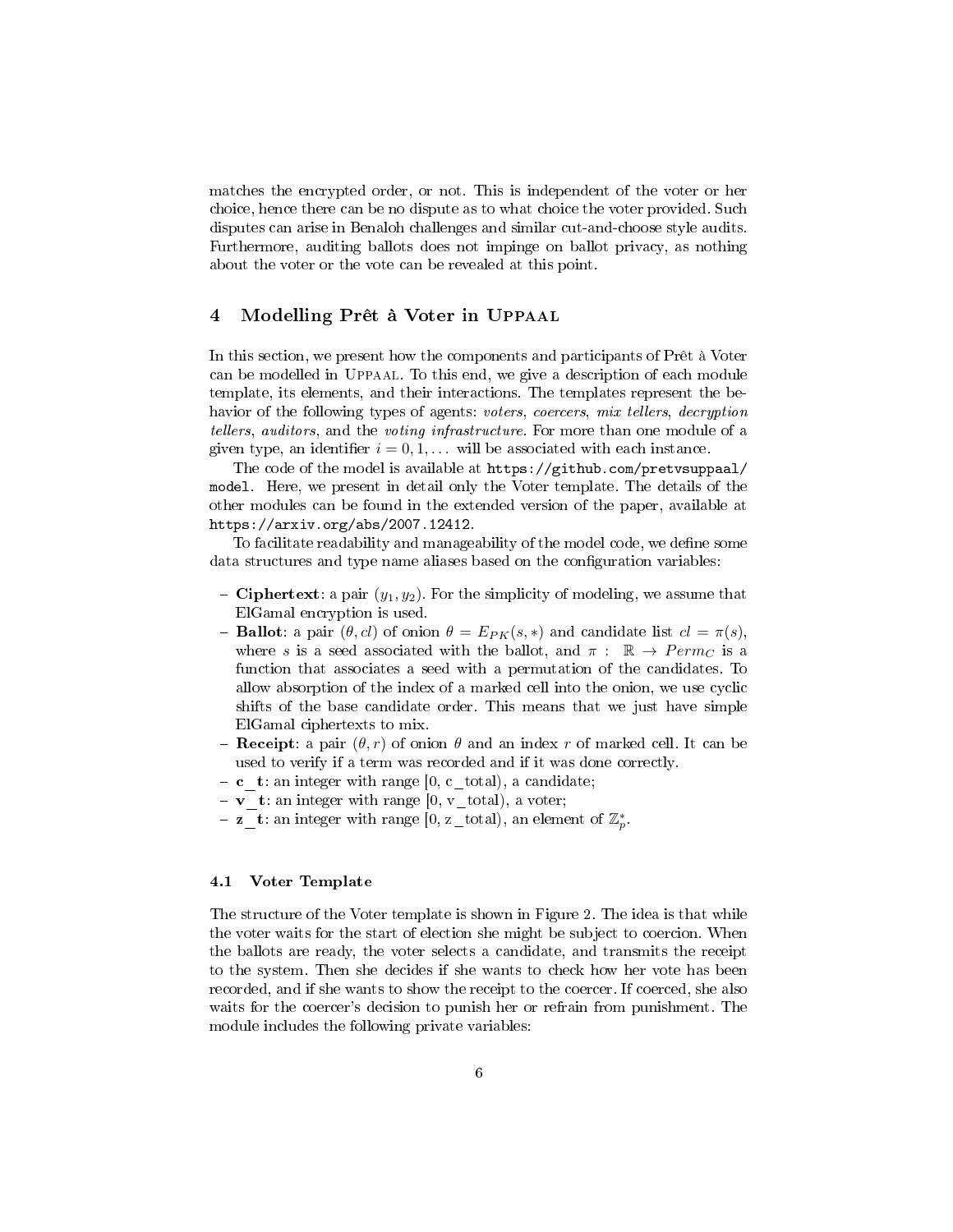matches the encrypted order, or not. This is independent of the voter or her choice, hence there can be no dispute as to what choice the voter provided. Such disputes can arise in Benaloh challenges and similar cut-and-choose style audits. Furthermore, auditing ballots does not impinge on ballot privacy, as nothing about the voter or the vote can be revealed at this point.

## 4 Modelling Prêt à Voter in Uppaal

In this section, we present how the components and participants of Prêt à Voter can be modelled in Uppaal. To this end, we give a description of each module template, its elements, and their interactions. The templates represent the behavior of the following types of agents: *voters*, *coercers*, *mix tellers*, *decryption tellers*, *auditors*, and the *voting infrastructure*. For more than one module of a given type, an identifier $i = 0, 1, \dots$ will be associated with each instance.

The code of the model is available at `https://github.com/pretvsuppaal/model`. Here, we present in detail only the Voter template. The details of the other modules can be found in the extended version of the paper, available at `https://arxiv.org/abs/2007.12412`.

To facilitate readability and manageability of the model code, we define some data structures and type name aliases based on the configuration variables:

- **Ciphertext**: a pair $(y_1, y_2)$. For the simplicity of modeling, we assume that ElGamal encryption is used.
- **Ballot**: a pair $(\theta, cl)$ of onion $\theta = E_{PK}(s, *)$ and candidate list $cl = \pi(s)$, where $s$ is a seed associated with the ballot, and $\pi : \mathbb{R} \rightarrow Perm_C$ is a function that associates a seed with a permutation of the candidates. To allow absorption of the index of a marked cell into the onion, we use cyclic shifts of the base candidate order. This means that we just have simple ElGamal ciphertexts to mix.
- **Receipt**: a pair $(\theta, r)$ of onion $\theta$ and an index $r$ of marked cell. It can be used to verify if a term was recorded and if it was done correctly.
- **c_t**: an integer with range [0, c_total), a candidate;
- **v_t**: an integer with range [0, v_total), a voter;
- **z_t**: an integer with range [0, z_total), an element of $\mathbb{Z}_p^*$.

### 4.1 Voter Template

The structure of the Voter template is shown in Figure 2. The idea is that while the voter waits for the start of election she might be subject to coercion. When the ballots are ready, the voter selects a candidate, and transmits the receipt to the system. Then she decides if she wants to check how her vote has been recorded, and if she wants to show the receipt to the coercer. If coerced, she also waits for the coercer's decision to punish her or refrain from punishment. The module includes the following private variables: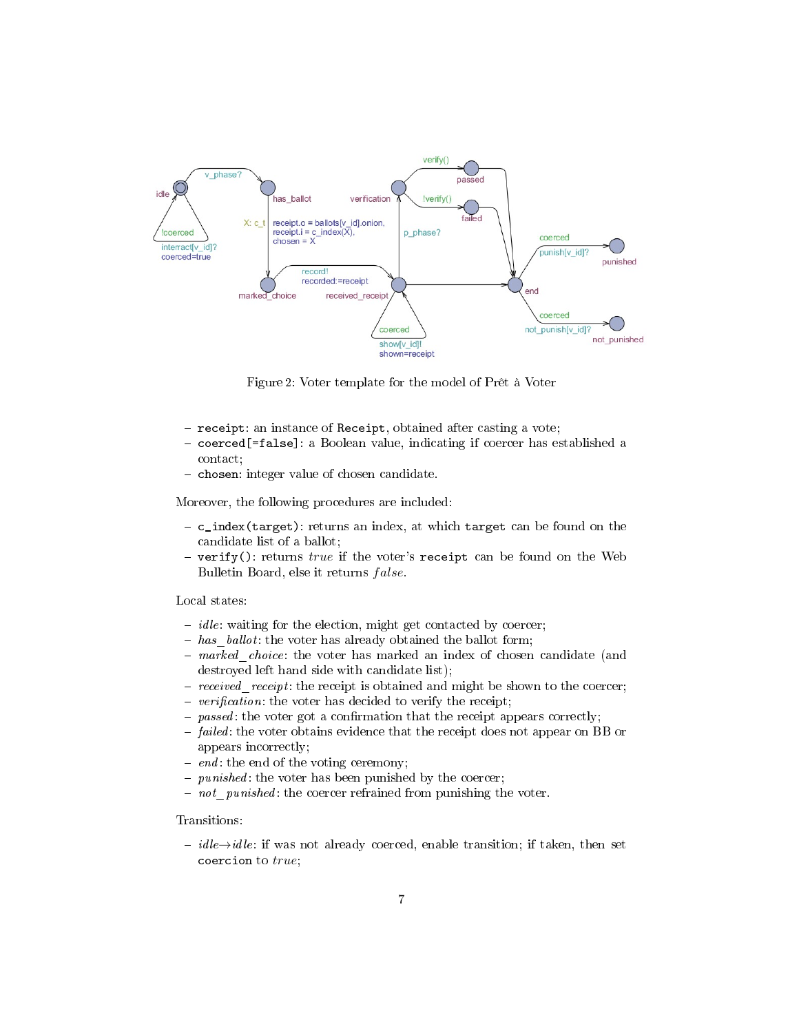Figure 2: Voter template for the model of Prêt à Voter

- receipt: an instance of Receipt, obtained after casting a vote;
- coerced[=false]: a Boolean value, indicating if coercer has established a contact;
- chosen: integer value of chosen candidate.

Moreover, the following procedures are included:

- c_index(target): returns an index, at which target can be found on the candidate list of a ballot;
- verify(): returns *true* if the voter's receipt can be found on the Web Bulletin Board, else it returns *false*.

Local states:

- *idle*: waiting for the election, might get contacted by coercer;
- *has_ballot*: the voter has already obtained the ballot form;
- *marked_choice*: the voter has marked an index of chosen candidate (and destroyed left hand side with candidate list);
- *received_receipt*: the receipt is obtained and might be shown to the coercer;
- *verification*: the voter has decided to verify the receipt;
- *passed*: the voter got a confirmation that the receipt appears correctly;
- *failed*: the voter obtains evidence that the receipt does not appear on BB or appears incorrectly;
- *end*: the end of the voting ceremony;
- *punished*: the voter has been punished by the coercer;
- *not_punished*: the coercer refrained from punishing the voter.

Transitions:

- *idle*→*idle*: if was not already coerced, enable transition; if taken, then set coercion to *true*;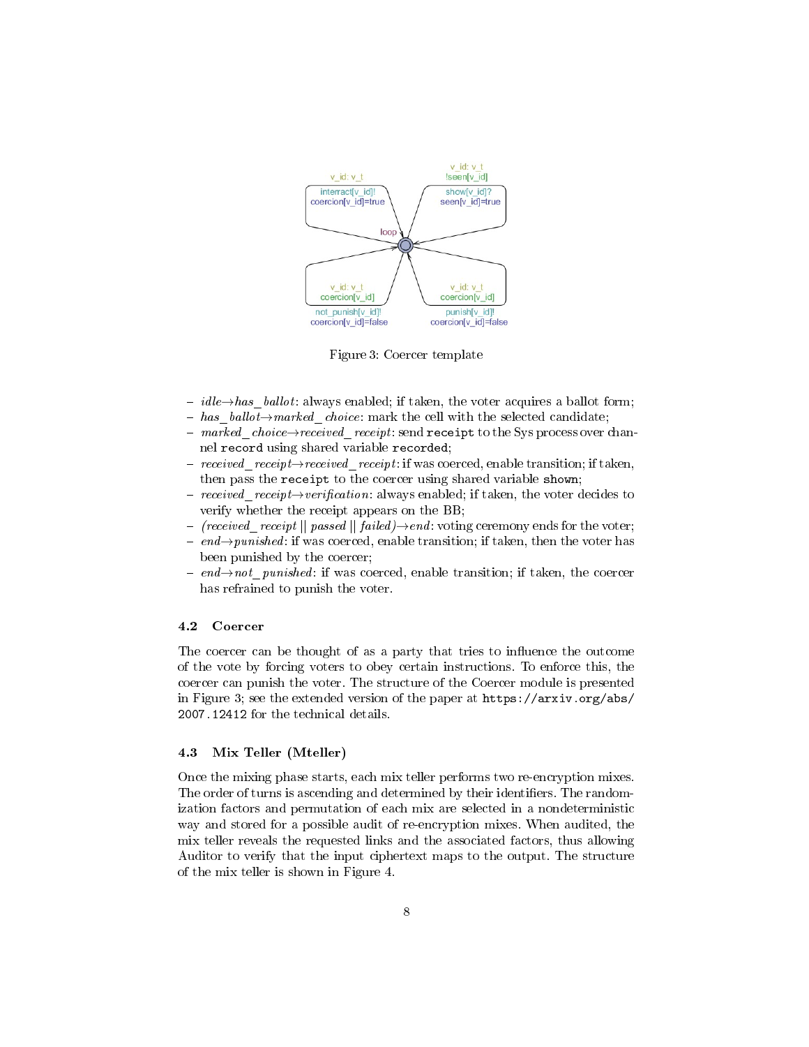Figure 3: Coercer template

- *idle→has_ballot*: always enabled; if taken, the voter acquires a ballot form;
- *has_ballot→marked_choice*: mark the cell with the selected candidate;
- *marked_choice→received_receipt*: send `receipt` to the Sys process over channel `record` using shared variable `recorded`;
- *received_receipt→received_receipt*: if was coerced, enable transition; if taken, then pass the `receipt` to the coercer using shared variable `shown`;
- *received_receipt→verification*: always enabled; if taken, the voter decides to verify whether the receipt appears on the BB;
- *(received_receipt || passed || failed)→end*: voting ceremony ends for the voter;
- *end→punished*: if was coerced, enable transition; if taken, then the voter has been punished by the coercer;
- *end→not_punished*: if was coerced, enable transition; if taken, the coercer has refrained to punish the voter.

### 4.2 Coercer

The coercer can be thought of as a party that tries to influence the outcome of the vote by forcing voters to obey certain instructions. To enforce this, the coercer can punish the voter. The structure of the Coercer module is presented in Figure 3; see the extended version of the paper at `https://arxiv.org/abs/2007.12412` for the technical details.

### 4.3 Mix Teller (Mteller)

Once the mixing phase starts, each mix teller performs two re-encryption mixes. The order of turns is ascending and determined by their identifiers. The randomization factors and permutation of each mix are selected in a nondeterministic way and stored for a possible audit of re-encryption mixes. When audited, the mix teller reveals the requested links and the associated factors, thus allowing Auditor to verify that the input ciphertext maps to the output. The structure of the mix teller is shown in Figure 4.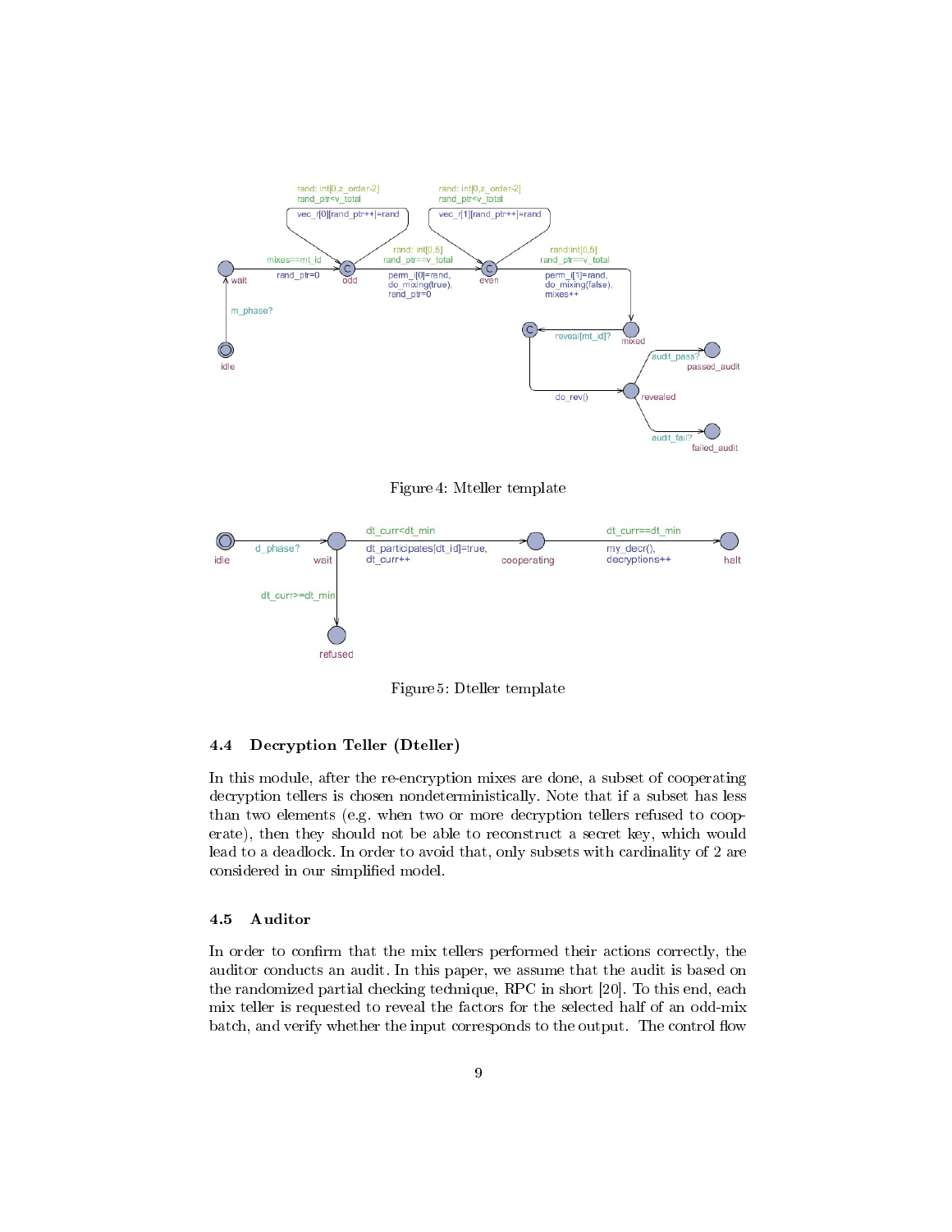Figure 4: Mteller template

Figure 5: Dteller template

### 4.4 Decryption Teller (Dteller)

In this module, after the re-encryption mixes are done, a subset of cooperating decryption tellers is chosen nondeterministically. Note that if a subset has less than two elements (e.g. when two or more decryption tellers refused to cooperate), then they should not be able to reconstruct a secret key, which would lead to a deadlock. In order to avoid that, only subsets with cardinality of 2 are considered in our simplified model.

### 4.5 Auditor

In order to confirm that the mix tellers performed their actions correctly, the auditor conducts an audit. In this paper, we assume that the audit is based on the randomized partial checking technique, RPC in short [20]. To this end, each mix teller is requested to reveal the factors for the selected half of an odd-mix batch, and verify whether the input corresponds to the output. The control flow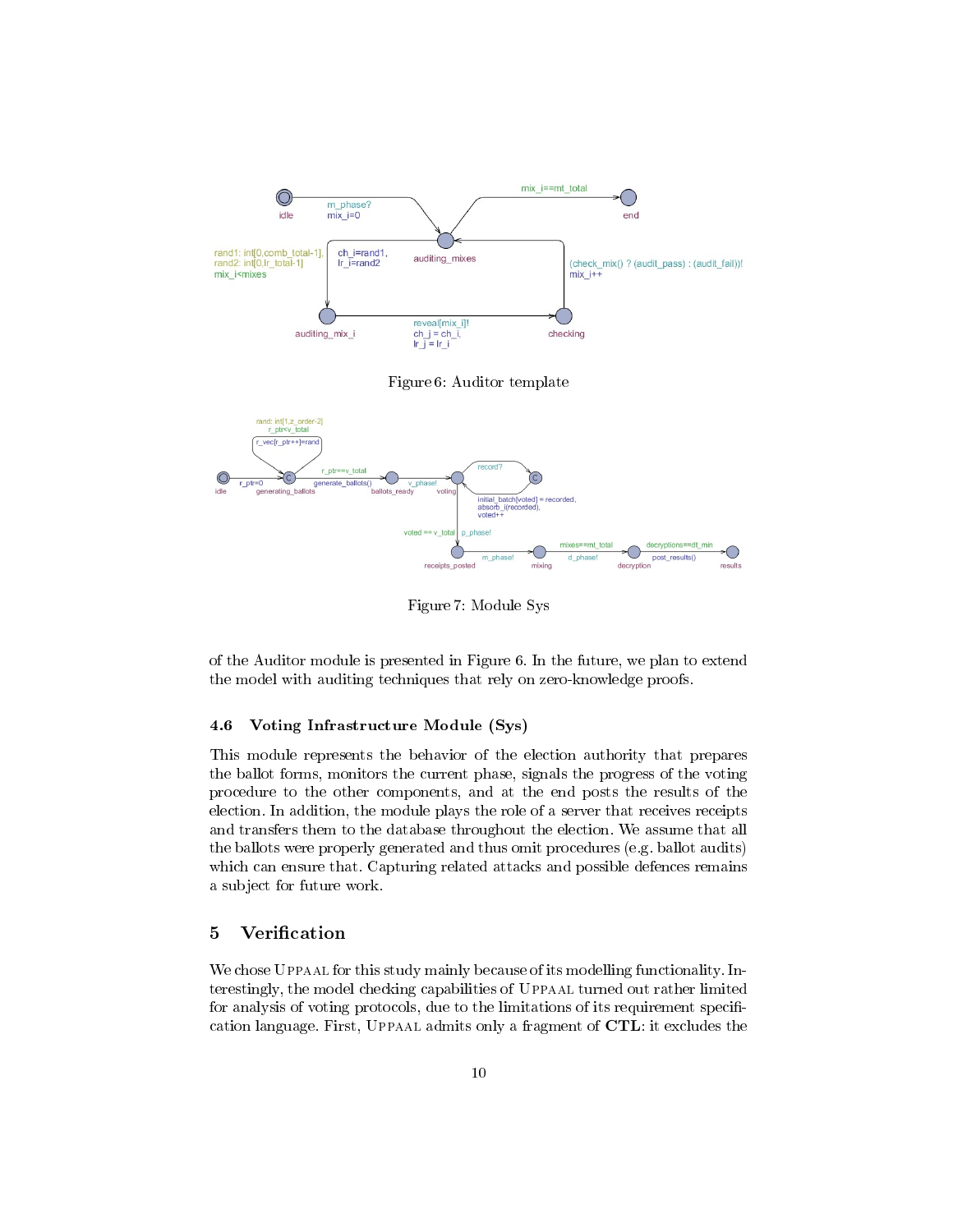Figure 6: Auditor template

Figure 7: Module Sys

of the Auditor module is presented in Figure 6. In the future, we plan to extend the model with auditing techniques that rely on zero-knowledge proofs.

### 4.6 Voting Infrastructure Module (Sys)

This module represents the behavior of the election authority that prepares the ballot forms, monitors the current phase, signals the progress of the voting procedure to the other components, and at the end posts the results of the election. In addition, the module plays the role of a server that receives receipts and transfers them to the database throughout the election. We assume that all the ballots were properly generated and thus omit procedures (e.g. ballot audits) which can ensure that. Capturing related attacks and possible defences remains a subject for future work.

## 5 Verification

We chose UPPAAL for this study mainly because of its modelling functionality. Interestingly, the model checking capabilities of UPPAAL turned out rather limited for analysis of voting protocols, due to the limitations of its requirement specification language. First, UPPAAL admits only a fragment of **CTL**: it excludes the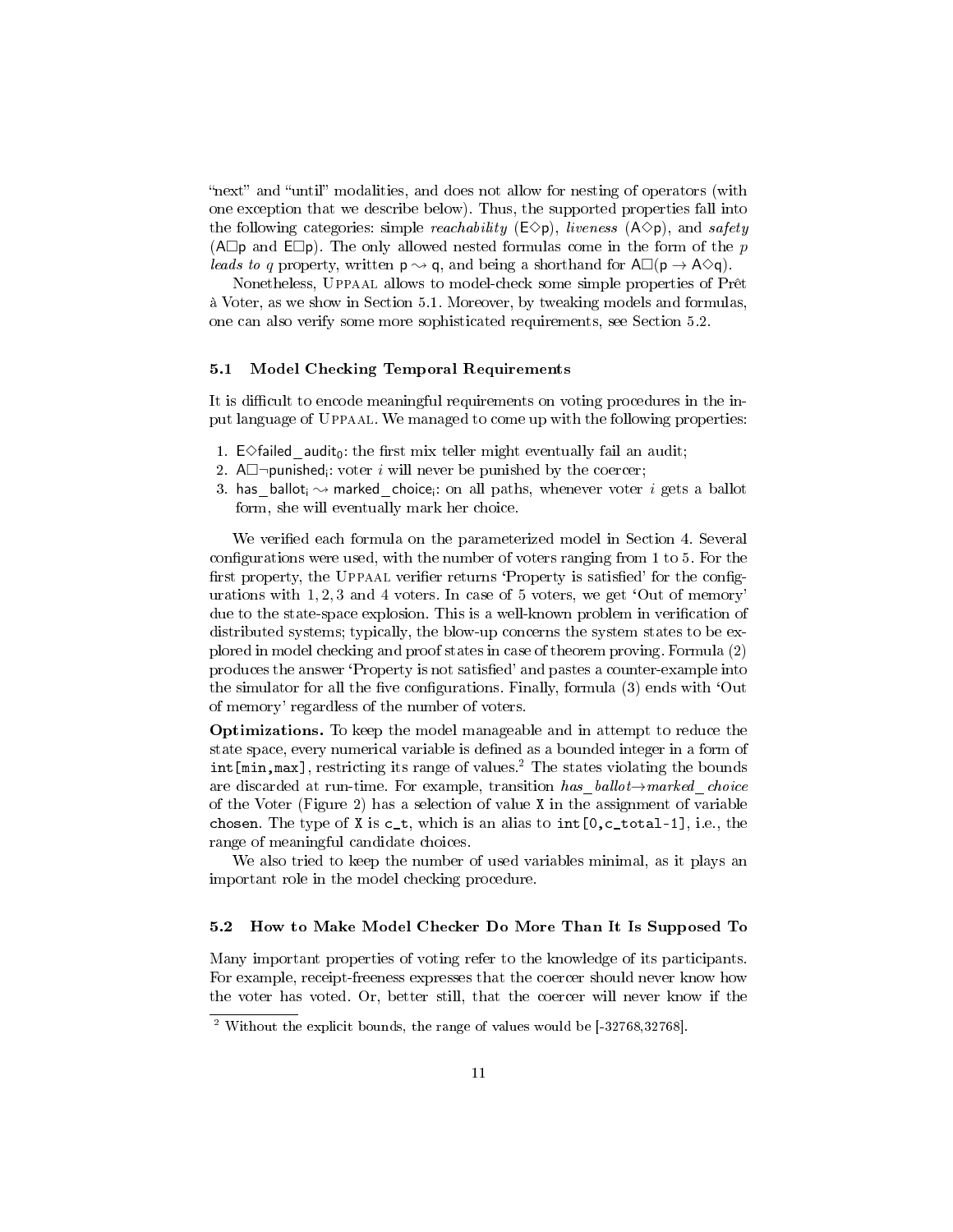"next" and "until" modalities, and does not allow for nesting of operators (with one exception that we describe below). Thus, the supported properties fall into the following categories: simple *reachability* ($\mathsf{E}\Diamond\mathsf{p}$), *liveness* ($\mathsf{A}\Diamond\mathsf{p}$), and *safety* ($\mathsf{A}\Box\mathsf{p}$ and $\mathsf{E}\Box\mathsf{p}$). The only allowed nested formulas come in the form of the *p leads to q* property, written $\mathsf{p} \rightsquigarrow \mathsf{q}$, and being a shorthand for $\mathsf{A}\Box(\mathsf{p} \rightarrow \mathsf{A}\Diamond\mathsf{q})$.

Nonetheless, Uppaal allows to model-check some simple properties of Prêt à Voter, as we show in Section 5.1. Moreover, by tweaking models and formulas, one can also verify some more sophisticated requirements, see Section 5.2.

### 5.1 Model Checking Temporal Requirements

It is difficult to encode meaningful requirements on voting procedures in the input language of Uppaal. We managed to come up with the following properties:

1. $\mathsf{E}\Diamond\mathsf{failed\_audit}_0$: the first mix teller might eventually fail an audit;
2. $\mathsf{A}\Box\neg\mathsf{punished}_i$: voter $i$ will never be punished by the coercer;
3. $\mathsf{has\_ballot}_i \rightsquigarrow \mathsf{marked\_choice}_i$: on all paths, whenever voter $i$ gets a ballot form, she will eventually mark her choice.

We verified each formula on the parameterized model in Section 4. Several configurations were used, with the number of voters ranging from 1 to 5. For the first property, the Uppaal verifier returns 'Property is satisfied' for the configurations with 1, 2, 3 and 4 voters. In case of 5 voters, we get 'Out of memory' due to the state-space explosion. This is a well-known problem in verification of distributed systems; typically, the blow-up concerns the system states to be explored in model checking and proof states in case of theorem proving. Formula (2) produces the answer 'Property is not satisfied' and pastes a counter-example into the simulator for all the five configurations. Finally, formula (3) ends with 'Out of memory' regardless of the number of voters.

**Optimizations.** To keep the model manageable and in attempt to reduce the state space, every numerical variable is defined as a bounded integer in a form of `int[min,max]`, restricting its range of values.[2] The states violating the bounds are discarded at run-time. For example, transition *has_ballot→marked_choice* of the Voter (Figure 2) has a selection of value `X` in the assignment of variable `chosen`. The type of `X` is `c_t`, which is an alias to `int[0,c_total-1]`, i.e., the range of meaningful candidate choices.

We also tried to keep the number of used variables minimal, as it plays an important role in the model checking procedure.

### 5.2 How to Make Model Checker Do More Than It Is Supposed To

Many important properties of voting refer to the knowledge of its participants. For example, receipt-freeness expresses that the coercer should never know how the voter has voted. Or, better still, that the coercer will never know if the

[2] Without the explicit bounds, the range of values would be [-32768,32768].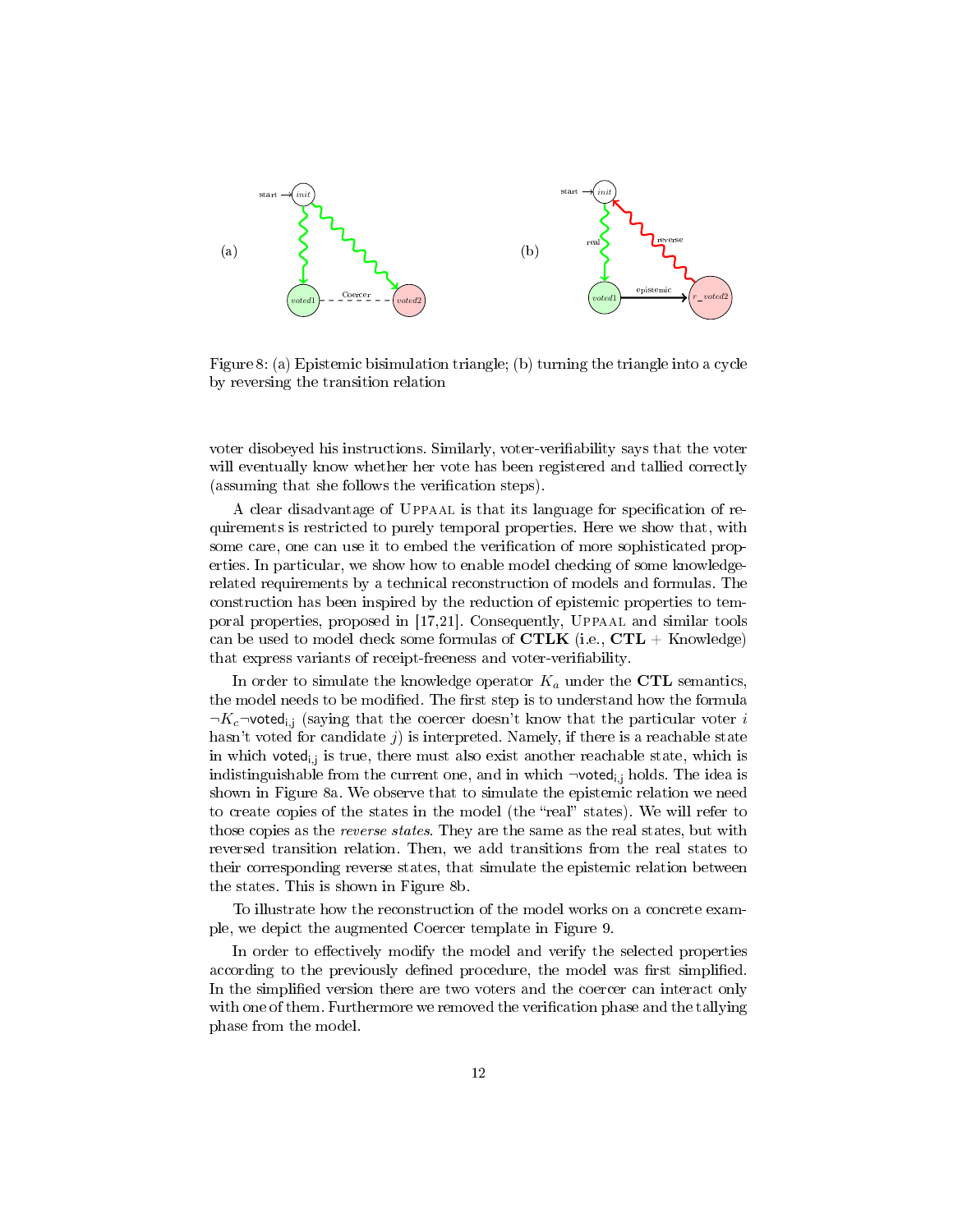Figure 8: (a) Epistemic bisimulation triangle; (b) turning the triangle into a cycle by reversing the transition relation

voter disobeyed his instructions. Similarly, voter-verifiability says that the voter will eventually know whether her vote has been registered and tallied correctly (assuming that she follows the verification steps).

A clear disadvantage of Uppaal is that its language for specification of requirements is restricted to purely temporal properties. Here we show that, with some care, one can use it to embed the verification of more sophisticated properties. In particular, we show how to enable model checking of some knowledge-related requirements by a technical reconstruction of models and formulas. The construction has been inspired by the reduction of epistemic properties to temporal properties, proposed in [17,21]. Consequently, Uppaal and similar tools can be used to model check some formulas of **CTLK** (i.e., **CTL** + Knowledge) that express variants of receipt-freeness and voter-verifiability.

In order to simulate the knowledge operator $K_a$ under the **CTL** semantics, the model needs to be modified. The first step is to understand how the formula $\neg K_c \neg \mathsf{voted}_{i,j}$ (saying that the coercer doesn't know that the particular voter $i$ hasn't voted for candidate $j$) is interpreted. Namely, if there is a reachable state in which $\mathsf{voted}_{i,j}$ is true, there must also exist another reachable state, which is indistinguishable from the current one, and in which $\neg\mathsf{voted}_{i,j}$ holds. The idea is shown in Figure 8a. We observe that to simulate the epistemic relation we need to create copies of the states in the model (the "real" states). We will refer to those copies as the *reverse states*. They are the same as the real states, but with reversed transition relation. Then, we add transitions from the real states to their corresponding reverse states, that simulate the epistemic relation between the states. This is shown in Figure 8b.

To illustrate how the reconstruction of the model works on a concrete example, we depict the augmented Coercer template in Figure 9.

In order to effectively modify the model and verify the selected properties according to the previously defined procedure, the model was first simplified. In the simplified version there are two voters and the coercer can interact only with one of them. Furthermore we removed the verification phase and the tallying phase from the model.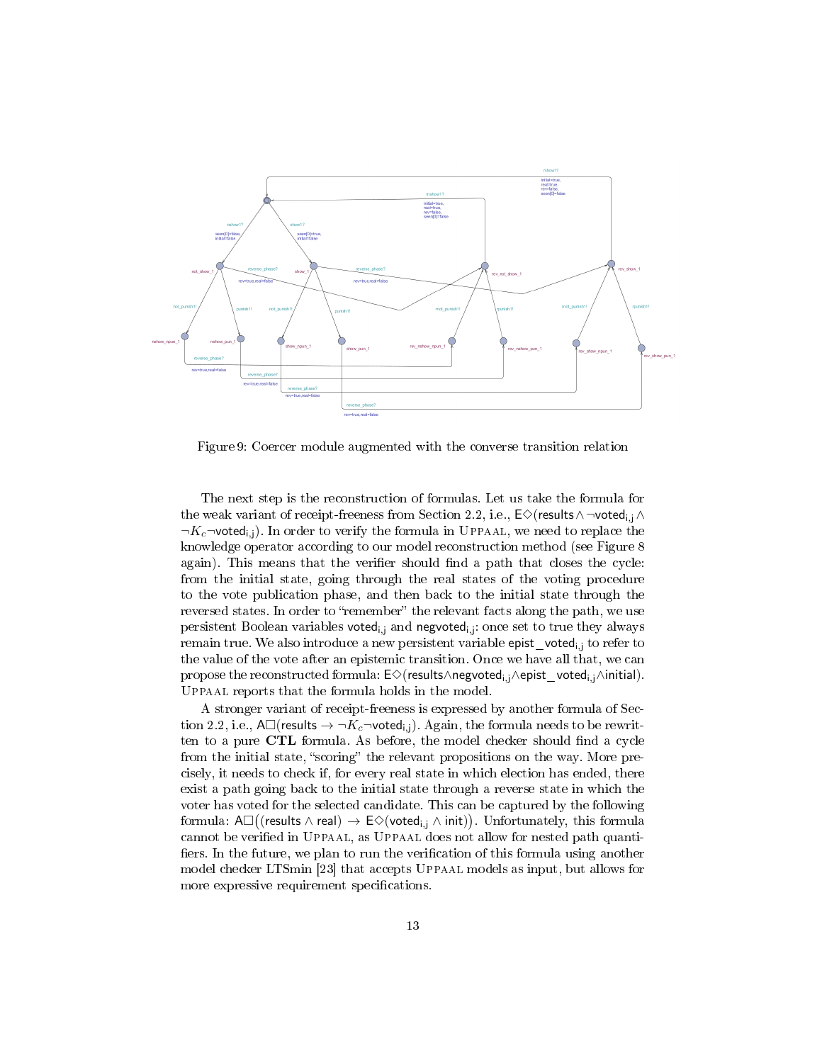Figure 9: Coercer module augmented with the converse transition relation

The next step is the reconstruction of formulas. Let us take the formula for the weak variant of receipt-freeness from Section 2.2, i.e., $\mathsf{E}\Diamond(\mathsf{results} \wedge \neg\mathsf{voted}_{\mathsf{i,j}} \wedge \neg K_c \neg\mathsf{voted}_{\mathsf{i,j}})$. In order to verify the formula in Uppaal, we need to replace the knowledge operator according to our model reconstruction method (see Figure 8 again). This means that the verifier should find a path that closes the cycle: from the initial state, going through the real states of the voting procedure to the vote publication phase, and then back to the initial state through the reversed states. In order to "remember" the relevant facts along the path, we use persistent Boolean variables $\mathsf{voted}_{\mathsf{i,j}}$ and $\mathsf{negvoted}_{\mathsf{i,j}}$: once set to true they always remain true. We also introduce a new persistent variable $\mathsf{epist\_voted}_{\mathsf{i,j}}$ to refer to the value of the vote after an epistemic transition. Once we have all that, we can propose the reconstructed formula: $\mathsf{E}\Diamond(\mathsf{results} \wedge \mathsf{negvoted}_{\mathsf{i,j}} \wedge \mathsf{epist\_voted}_{\mathsf{i,j}} \wedge \mathsf{initial})$. Uppaal reports that the formula holds in the model.

A stronger variant of receipt-freeness is expressed by another formula of Section 2.2, i.e., $\mathsf{A}\Box(\mathsf{results} \rightarrow \neg K_c \neg\mathsf{voted}_{\mathsf{i,j}})$. Again, the formula needs to be rewritten to a pure **CTL** formula. As before, the model checker should find a cycle from the initial state, "scoring" the relevant propositions on the way. More precisely, it needs to check if, for every real state in which election has ended, there exist a path going back to the initial state through a reverse state in which the voter has voted for the selected candidate. This can be captured by the following formula: $\mathsf{A}\Box\big((\mathsf{results} \wedge \mathsf{real}) \rightarrow \mathsf{E}\Diamond(\mathsf{voted}_{\mathsf{i,j}} \wedge \mathsf{init})\big)$. Unfortunately, this formula cannot be verified in Uppaal, as Uppaal does not allow for nested path quantifiers. In the future, we plan to run the verification of this formula using another model checker LTSmin [23] that accepts Uppaal models as input, but allows for more expressive requirement specifications.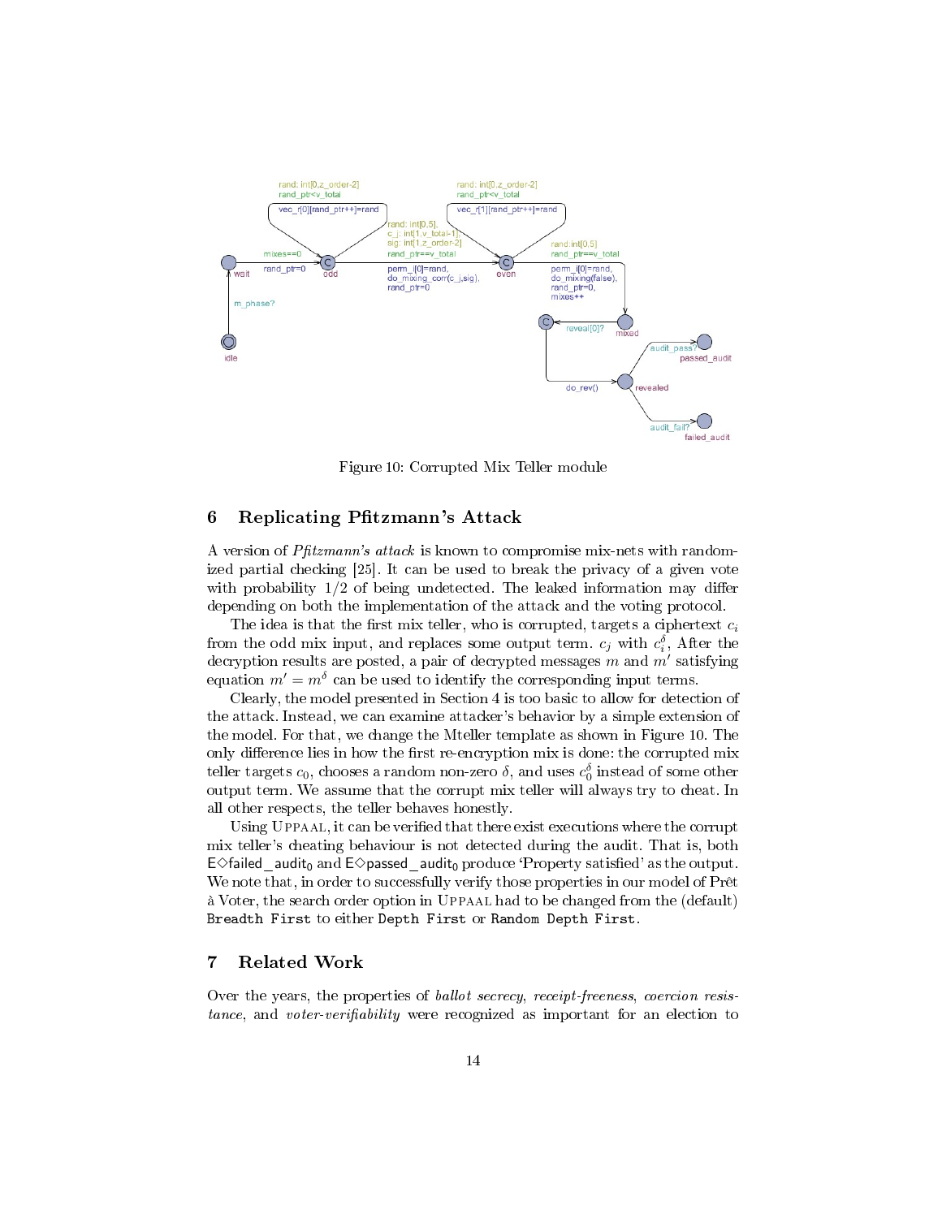Figure 10: Corrupted Mix Teller module

## 6 Replicating Pfitzmann's Attack

A version of *Pfitzmann's attack* is known to compromise mix-nets with randomized partial checking [25]. It can be used to break the privacy of a given vote with probability 1/2 of being undetected. The leaked information may differ depending on both the implementation of the attack and the voting protocol.

The idea is that the first mix teller, who is corrupted, targets a ciphertext $c_i$ from the odd mix input, and replaces some output term. $c_j$ with $c_i^\delta$, After the decryption results are posted, a pair of decrypted messages $m$ and $m'$ satisfying equation $m' = m^\delta$ can be used to identify the corresponding input terms.

Clearly, the model presented in Section 4 is too basic to allow for detection of the attack. Instead, we can examine attacker's behavior by a simple extension of the model. For that, we change the Mteller template as shown in Figure 10. The only difference lies in how the first re-encryption mix is done: the corrupted mix teller targets $c_0$, chooses a random non-zero $\delta$, and uses $c_0^\delta$ instead of some other output term. We assume that the corrupt mix teller will always try to cheat. In all other respects, the teller behaves honestly.

Using Uppaal, it can be verified that there exist executions where the corrupt mix teller's cheating behaviour is not detected during the audit. That is, both $\mathsf{E}\Diamond\mathsf{failed\_audit}_0$ and $\mathsf{E}\Diamond\mathsf{passed\_audit}_0$ produce 'Property satisfied' as the output. We note that, in order to successfully verify those properties in our model of Prêt à Voter, the search order option in Uppaal had to be changed from the (default) `Breadth First` to either `Depth First` or `Random Depth First`.

## 7 Related Work

Over the years, the properties of *ballot secrecy*, *receipt-freeness*, *coercion resistance*, and *voter-verifiability* were recognized as important for an election to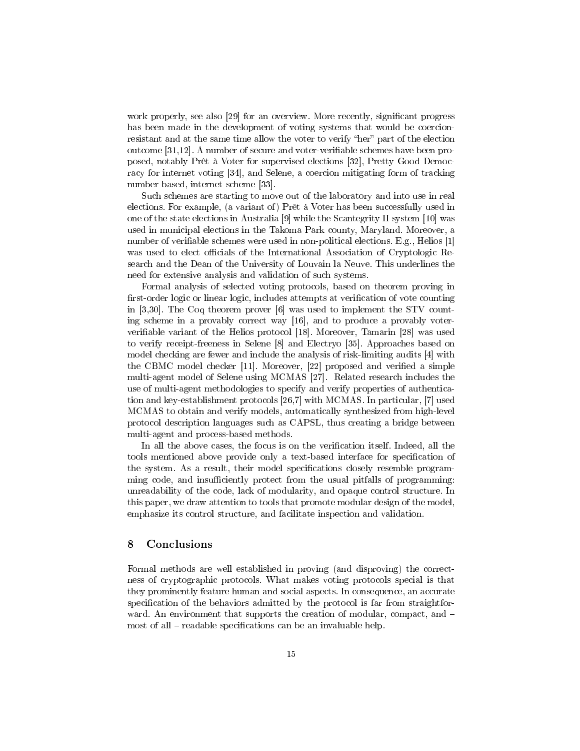work properly, see also [29] for an overview. More recently, significant progress has been made in the development of voting systems that would be coercion-resistant and at the same time allow the voter to verify "her" part of the election outcome [31,12]. A number of secure and voter-verifiable schemes have been proposed, notably Prêt à Voter for supervised elections [32], Pretty Good Democracy for internet voting [34], and Selene, a coercion mitigating form of tracking number-based, internet scheme [33].

Such schemes are starting to move out of the laboratory and into use in real elections. For example, (a variant of) Prêt à Voter has been successfully used in one of the state elections in Australia [9] while the Scantegrity II system [10] was used in municipal elections in the Takoma Park county, Maryland. Moreover, a number of verifiable schemes were used in non-political elections. E.g., Helios [1] was used to elect officials of the International Association of Cryptologic Research and the Dean of the University of Louvain la Neuve. This underlines the need for extensive analysis and validation of such systems.

Formal analysis of selected voting protocols, based on theorem proving in first-order logic or linear logic, includes attempts at verification of vote counting in [3,30]. The Coq theorem prover [6] was used to implement the STV counting scheme in a provably correct way [16], and to produce a provably voter-verifiable variant of the Helios protocol [18]. Moreover, Tamarin [28] was used to verify receipt-freeness in Selene [8] and Electryo [35]. Approaches based on model checking are fewer and include the analysis of risk-limiting audits [4] with the CBMC model checker [11]. Moreover, [22] proposed and verified a simple multi-agent model of Selene using MCMAS [27]. Related research includes the use of multi-agent methodologies to specify and verify properties of authentication and key-establishment protocols [26,7] with MCMAS. In particular, [7] used MCMAS to obtain and verify models, automatically synthesized from high-level protocol description languages such as CAPSL, thus creating a bridge between multi-agent and process-based methods.

In all the above cases, the focus is on the verification itself. Indeed, all the tools mentioned above provide only a text-based interface for specification of the system. As a result, their model specifications closely resemble programming code, and insufficiently protect from the usual pitfalls of programming: unreadability of the code, lack of modularity, and opaque control structure. In this paper, we draw attention to tools that promote modular design of the model, emphasize its control structure, and facilitate inspection and validation.

## 8 Conclusions

Formal methods are well established in proving (and disproving) the correctness of cryptographic protocols. What makes voting protocols special is that they prominently feature human and social aspects. In consequence, an accurate specification of the behaviors admitted by the protocol is far from straightforward. An environment that supports the creation of modular, compact, and – most of all – readable specifications can be an invaluable help.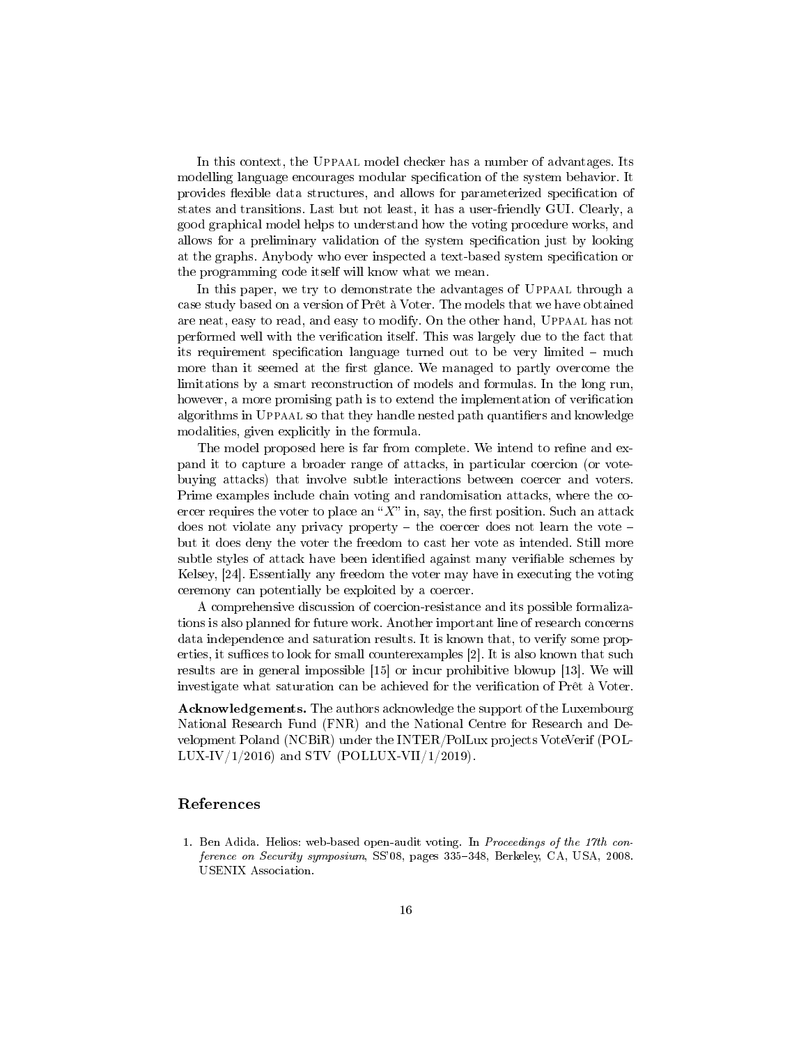In this context, the Uppaal model checker has a number of advantages. Its modelling language encourages modular specification of the system behavior. It provides flexible data structures, and allows for parameterized specification of states and transitions. Last but not least, it has a user-friendly GUI. Clearly, a good graphical model helps to understand how the voting procedure works, and allows for a preliminary validation of the system specification just by looking at the graphs. Anybody who ever inspected a text-based system specification or the programming code itself will know what we mean.

In this paper, we try to demonstrate the advantages of Uppaal through a case study based on a version of Prêt à Voter. The models that we have obtained are neat, easy to read, and easy to modify. On the other hand, Uppaal has not performed well with the verification itself. This was largely due to the fact that its requirement specification language turned out to be very limited – much more than it seemed at the first glance. We managed to partly overcome the limitations by a smart reconstruction of models and formulas. In the long run, however, a more promising path is to extend the implementation of verification algorithms in Uppaal so that they handle nested path quantifiers and knowledge modalities, given explicitly in the formula.

The model proposed here is far from complete. We intend to refine and expand it to capture a broader range of attacks, in particular coercion (or vote-buying attacks) that involve subtle interactions between coercer and voters. Prime examples include chain voting and randomisation attacks, where the coercer requires the voter to place an "$X$" in, say, the first position. Such an attack does not violate any privacy property – the coercer does not learn the vote – but it does deny the voter the freedom to cast her vote as intended. Still more subtle styles of attack have been identified against many verifiable schemes by Kelsey, [24]. Essentially any freedom the voter may have in executing the voting ceremony can potentially be exploited by a coercer.

A comprehensive discussion of coercion-resistance and its possible formalizations is also planned for future work. Another important line of research concerns data independence and saturation results. It is known that, to verify some properties, it suffices to look for small counterexamples [2]. It is also known that such results are in general impossible [15] or incur prohibitive blowup [13]. We will investigate what saturation can be achieved for the verification of Prêt à Voter.

**Acknowledgements.** The authors acknowledge the support of the Luxembourg National Research Fund (FNR) and the National Centre for Research and Development Poland (NCBiR) under the INTER/PolLux projects VoteVerif (POLLUX-IV/1/2016) and STV (POLLUX-VII/1/2019).

## References

1. Ben Adida. Helios: web-based open-audit voting. In *Proceedings of the 17th conference on Security symposium*, SS'08, pages 335–348, Berkeley, CA, USA, 2008. USENIX Association.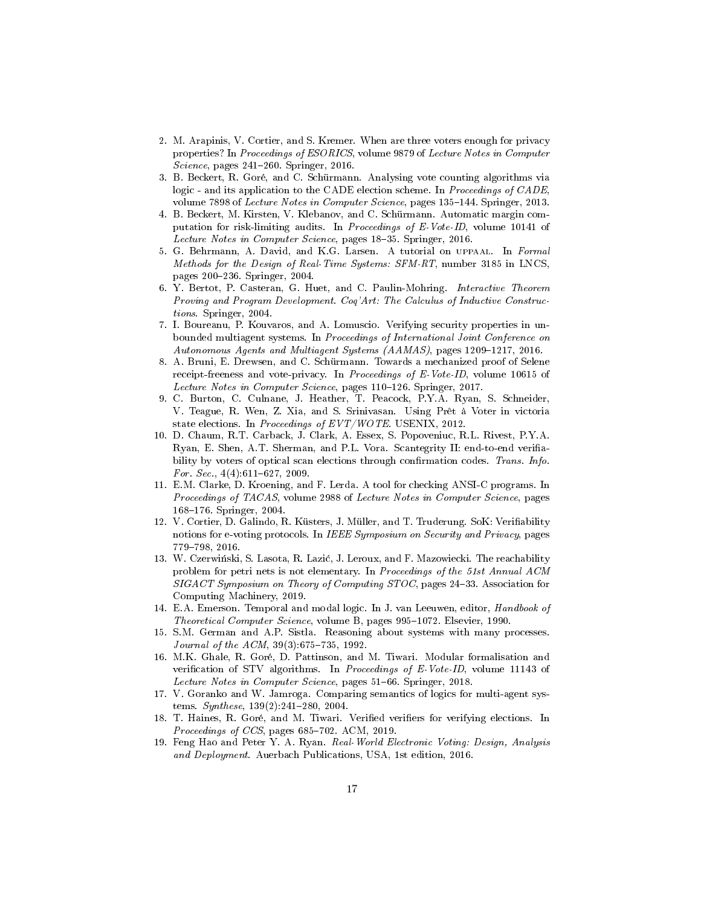2. M. Arapinis, V. Cortier, and S. Kremer. When are three voters enough for privacy properties? In *Proceedings of ESORICS*, volume 9879 of *Lecture Notes in Computer Science*, pages 241–260. Springer, 2016.
3. B. Beckert, R. Goré, and C. Schürmann. Analysing vote counting algorithms via logic - and its application to the CADE election scheme. In *Proceedings of CADE*, volume 7898 of *Lecture Notes in Computer Science*, pages 135–144. Springer, 2013.
4. B. Beckert, M. Kirsten, V. Klebanov, and C. Schürmann. Automatic margin computation for risk-limiting audits. In *Proceedings of E-Vote-ID*, volume 10141 of *Lecture Notes in Computer Science*, pages 18–35. Springer, 2016.
5. G. Behrmann, A. David, and K.G. Larsen. A tutorial on UPPAAL. In *Formal Methods for the Design of Real-Time Systems: SFM-RT*, number 3185 in LNCS, pages 200–236. Springer, 2004.
6. Y. Bertot, P. Casteran, G. Huet, and C. Paulin-Mohring. *Interactive Theorem Proving and Program Development. Coq'Art: The Calculus of Inductive Constructions*. Springer, 2004.
7. I. Boureanu, P. Kouvaros, and A. Lomuscio. Verifying security properties in unbounded multiagent systems. In *Proceedings of International Joint Conference on Autonomous Agents and Multiagent Systems (AAMAS)*, pages 1209–1217, 2016.
8. A. Bruni, E. Drewsen, and C. Schürmann. Towards a mechanized proof of Selene receipt-freeness and vote-privacy. In *Proceedings of E-Vote-ID*, volume 10615 of *Lecture Notes in Computer Science*, pages 110–126. Springer, 2017.
9. C. Burton, C. Culnane, J. Heather, T. Peacock, P.Y.A. Ryan, S. Schneider, V. Teague, R. Wen, Z. Xia, and S. Srinivasan. Using Prêt à Voter in victoria state elections. In *Proceedings of EVT/WOTE*. USENIX, 2012.
10. D. Chaum, R.T. Carback, J. Clark, A. Essex, S. Popoveniuc, R.L. Rivest, P.Y.A. Ryan, E. Shen, A.T. Sherman, and P.L. Vora. Scantegrity II: end-to-end verifiability by voters of optical scan elections through confirmation codes. *Trans. Info. For. Sec.*, 4(4):611–627, 2009.
11. E.M. Clarke, D. Kroening, and F. Lerda. A tool for checking ANSI-C programs. In *Proceedings of TACAS*, volume 2988 of *Lecture Notes in Computer Science*, pages 168–176. Springer, 2004.
12. V. Cortier, D. Galindo, R. Küsters, J. Müller, and T. Truderung. SoK: Verifiability notions for e-voting protocols. In *IEEE Symposium on Security and Privacy*, pages 779–798, 2016.
13. W. Czerwiński, S. Lasota, R. Lazić, J. Leroux, and F. Mazowiecki. The reachability problem for petri nets is not elementary. In *Proceedings of the 51st Annual ACM SIGACT Symposium on Theory of Computing STOC*, pages 24–33. Association for Computing Machinery, 2019.
14. E.A. Emerson. Temporal and modal logic. In J. van Leeuwen, editor, *Handbook of Theoretical Computer Science*, volume B, pages 995–1072. Elsevier, 1990.
15. S.M. German and A.P. Sistla. Reasoning about systems with many processes. *Journal of the ACM*, 39(3):675–735, 1992.
16. M.K. Ghale, R. Goré, D. Pattinson, and M. Tiwari. Modular formalisation and verification of STV algorithms. In *Proceedings of E-Vote-ID*, volume 11143 of *Lecture Notes in Computer Science*, pages 51–66. Springer, 2018.
17. V. Goranko and W. Jamroga. Comparing semantics of logics for multi-agent systems. *Synthese*, 139(2):241–280, 2004.
18. T. Haines, R. Goré, and M. Tiwari. Verified verifiers for verifying elections. In *Proceedings of CCS*, pages 685–702. ACM, 2019.
19. Feng Hao and Peter Y. A. Ryan. *Real-World Electronic Voting: Design, Analysis and Deployment*. Auerbach Publications, USA, 1st edition, 2016.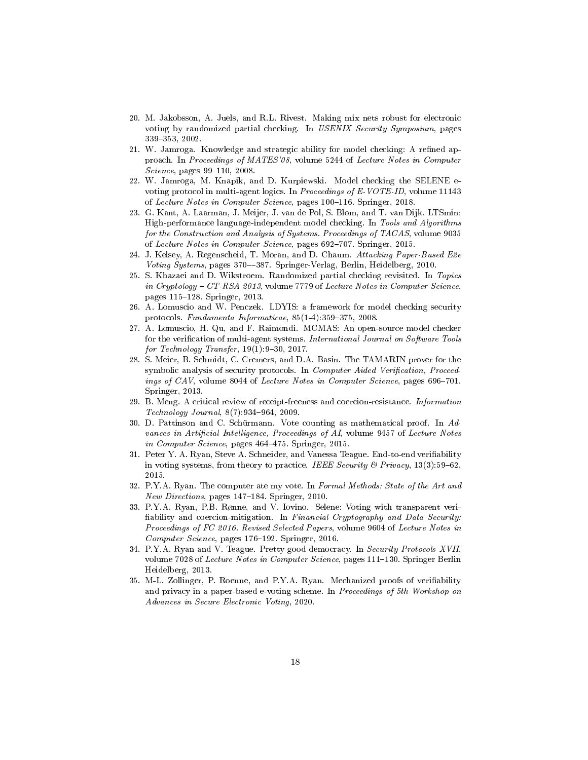20. M. Jakobsson, A. Juels, and R.L. Rivest. Making mix nets robust for electronic voting by randomized partial checking. In *USENIX Security Symposium*, pages 339–353, 2002.
21. W. Jamroga. Knowledge and strategic ability for model checking: A refined approach. In *Proceedings of MATES'08*, volume 5244 of *Lecture Notes in Computer Science*, pages 99–110, 2008.
22. W. Jamroga, M. Knapik, and D. Kurpiewski. Model checking the SELENE e-voting protocol in multi-agent logics. In *Proceedings of E-VOTE-ID*, volume 11143 of *Lecture Notes in Computer Science*, pages 100–116. Springer, 2018.
23. G. Kant, A. Laarman, J. Meijer, J. van de Pol, S. Blom, and T. van Dijk. LTSmin: High-performance language-independent model checking. In *Tools and Algorithms for the Construction and Analysis of Systems. Proceedings of TACAS*, volume 9035 of *Lecture Notes in Computer Science*, pages 692–707. Springer, 2015.
24. J. Kelsey, A. Regenscheid, T. Moran, and D. Chaum. *Attacking Paper-Based E2e Voting Systems*, pages 370––387. Springer-Verlag, Berlin, Heidelberg, 2010.
25. S. Khazaei and D. Wikstroem. Randomized partial checking revisited. In *Topics in Cryptology – CT-RSA 2013*, volume 7779 of *Lecture Notes in Computer Science*, pages 115–128. Springer, 2013.
26. A. Lomuscio and W. Penczek. LDYIS: a framework for model checking security protocols. *Fundamenta Informaticae*, 85(1-4):359–375, 2008.
27. A. Lomuscio, H. Qu, and F. Raimondi. MCMAS: An open-source model checker for the verification of multi-agent systems. *International Journal on Software Tools for Technology Transfer*, 19(1):9–30, 2017.
28. S. Meier, B. Schmidt, C. Cremers, and D.A. Basin. The TAMARIN prover for the symbolic analysis of security protocols. In *Computer Aided Verification, Proceedings of CAV*, volume 8044 of *Lecture Notes in Computer Science*, pages 696–701. Springer, 2013.
29. B. Meng. A critical review of receipt-freeness and coercion-resistance. *Information Technology Journal*, 8(7):934–964, 2009.
30. D. Pattinson and C. Schürmann. Vote counting as mathematical proof. In *Advances in Artificial Intelligence, Proceedings of AI*, volume 9457 of *Lecture Notes in Computer Science*, pages 464–475. Springer, 2015.
31. Peter Y. A. Ryan, Steve A. Schneider, and Vanessa Teague. End-to-end verifiability in voting systems, from theory to practice. *IEEE Security & Privacy*, 13(3):59–62, 2015.
32. P.Y.A. Ryan. The computer ate my vote. In *Formal Methods: State of the Art and New Directions*, pages 147–184. Springer, 2010.
33. P.Y.A. Ryan, P.B. Rønne, and V. Iovino. Selene: Voting with transparent verifiability and coercion-mitigation. In *Financial Cryptography and Data Security: Proceedings of FC 2016. Revised Selected Papers*, volume 9604 of *Lecture Notes in Computer Science*, pages 176–192. Springer, 2016.
34. P.Y.A. Ryan and V. Teague. Pretty good democracy. In *Security Protocols XVII*, volume 7028 of *Lecture Notes in Computer Science*, pages 111–130. Springer Berlin Heidelberg, 2013.
35. M-L. Zollinger, P. Roenne, and P.Y.A. Ryan. Mechanized proofs of verifiability and privacy in a paper-based e-voting scheme. In *Proceedings of 5th Workshop on Advances in Secure Electronic Voting*, 2020.